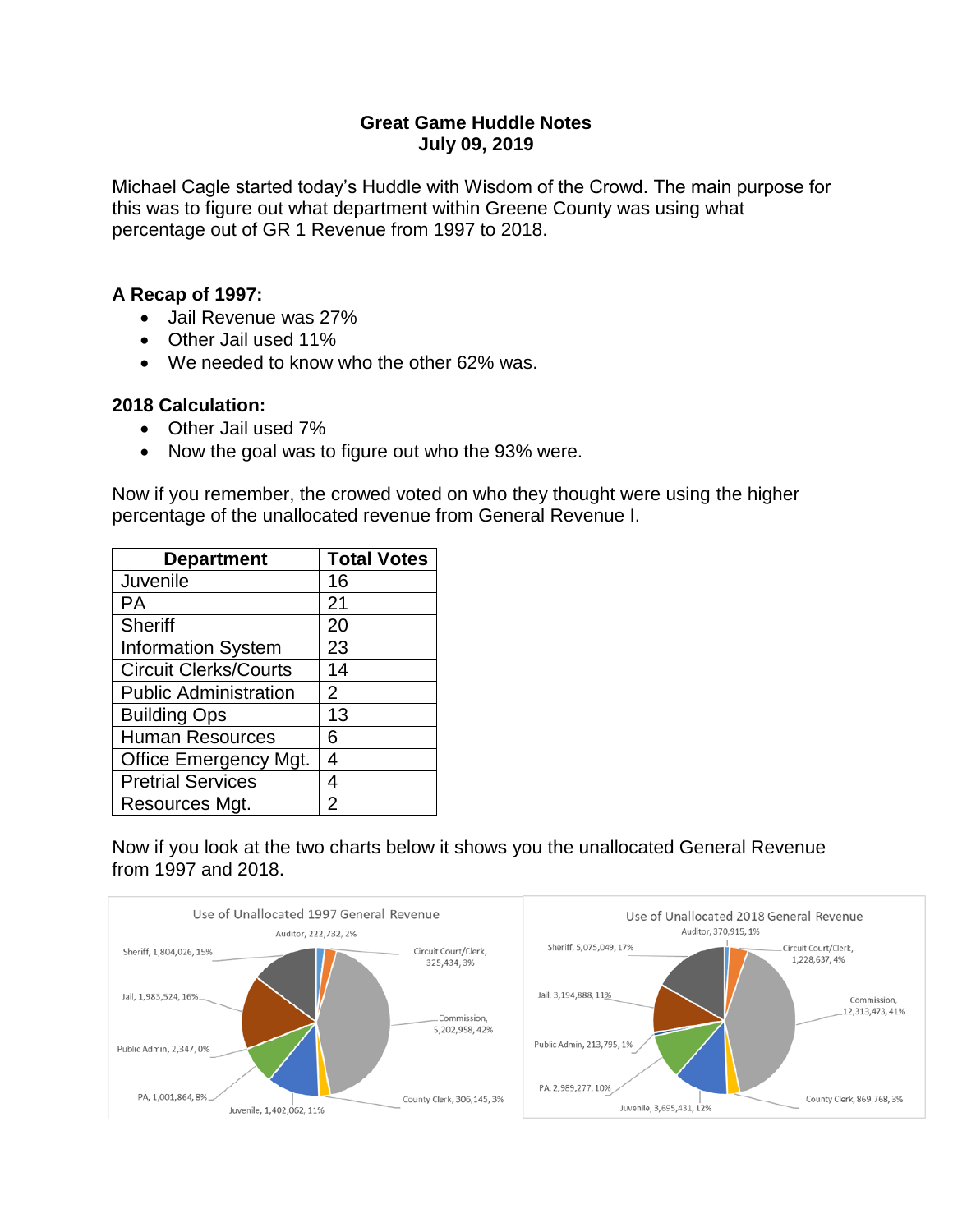**Great Game Huddle Notes**
**July 09, 2019**

Michael Cagle started today's Huddle with Wisdom of the Crowd. The main purpose for this was to figure out what department within Greene County was using what percentage out of GR 1 Revenue from 1997 to 2018.

### A Recap of 1997:

- Jail Revenue was 27%
- Other Jail used 11%
- We needed to know who the other 62% was.

### 2018 Calculation:

- Other Jail used 7%
- Now the goal was to figure out who the 93% were.

Now if you remember, the crowed voted on who they thought were using the higher percentage of the unallocated revenue from General Revenue I.

| Department | Total Votes |
|---|---|
| Juvenile | 16 |
| PA | 21 |
| Sheriff | 20 |
| Information System | 23 |
| Circuit Clerks/Courts | 14 |
| Public Administration | 2 |
| Building Ops | 13 |
| Human Resources | 6 |
| Office Emergency Mgt. | 4 |
| Pretrial Services | 4 |
| Resources Mgt. | 2 |

Now if you look at the two charts below it shows you the unallocated General Revenue from 1997 and 2018.

**Use of Unallocated 1997 General Revenue**

- Auditor, 222,732, 2%
- Circuit Court/Clerk, 325,434, 3%
- Commission, 5,202,958, 42%
- County Clerk, 306,145, 3%
- Juvenile, 1,402,062, 11%
- PA, 1,001,864, 8%
- Public Admin, 2,347, 0%
- Jail, 1,983,524, 16%
- Sheriff, 1,804,026, 15%

**Use of Unallocated 2018 General Revenue**

- Auditor, 370,915, 1%
- Circuit Court/Clerk, 1,228,637, 4%
- Commission, 12,313,473, 41%
- County Clerk, 869,768, 3%
- Juvenile, 3,695,431, 12%
- PA, 2,989,277, 10%
- Public Admin, 213,795, 1%
- Jail, 3,194,888, 11%
- Sheriff, 5,075,049, 17%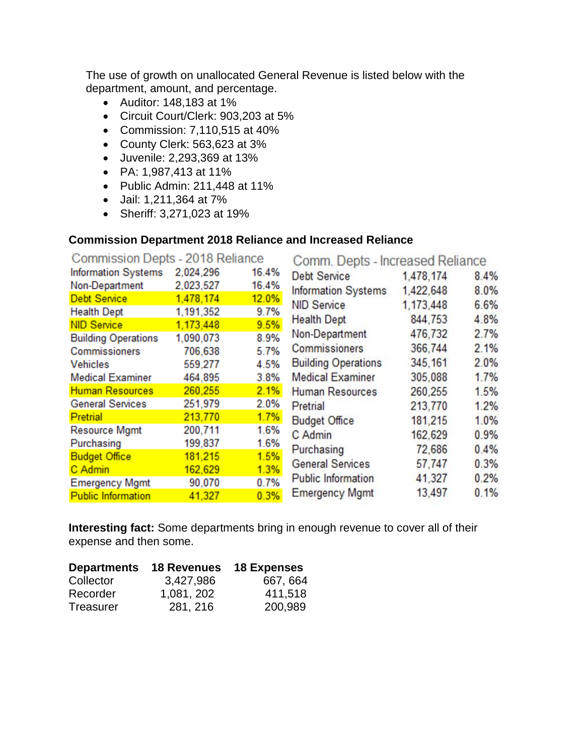The use of growth on unallocated General Revenue is listed below with the department, amount, and percentage.

- Auditor: 148,183 at 1%
- Circuit Court/Clerk: 903,203 at 5%
- Commission: 7,110,515 at 40%
- County Clerk: 563,623 at 3%
- Juvenile: 2,293,369 at 13%
- PA: 1,987,413 at 11%
- Public Admin: 211,448 at 11%
- Jail: 1,211,364 at 7%
- Sheriff: 3,271,023 at 19%

**Commission Department 2018 Reliance and Increased Reliance**

| Commission Depts - 2018 Reliance | | |
|---|---|---|
| Information Systems | 2,024,296 | 16.4% |
| Non-Department | 2,023,527 | 16.4% |
| Debt Service | 1,478,174 | 12.0% |
| Health Dept | 1,191,352 | 9.7% |
| NID Service | 1,173,448 | 9.5% |
| Building Operations | 1,090,073 | 8.9% |
| Commissioners | 706,638 | 5.7% |
| Vehicles | 559,277 | 4.5% |
| Medical Examiner | 464,895 | 3.8% |
| Human Resources | 260,255 | 2.1% |
| General Services | 251,979 | 2.0% |
| Pretrial | 213,770 | 1.7% |
| Resource Mgmt | 200,711 | 1.6% |
| Purchasing | 199,837 | 1.6% |
| Budget Office | 181,215 | 1.5% |
| C Admin | 162,629 | 1.3% |
| Emergency Mgmt | 90,070 | 0.7% |
| Public Information | 41,327 | 0.3% |

| Comm. Depts - Increased Reliance | | |
|---|---|---|
| Debt Service | 1,478,174 | 8.4% |
| Information Systems | 1,422,648 | 8.0% |
| NID Service | 1,173,448 | 6.6% |
| Health Dept | 844,753 | 4.8% |
| Non-Department | 476,732 | 2.7% |
| Commissioners | 366,744 | 2.1% |
| Building Operations | 345,161 | 2.0% |
| Medical Examiner | 305,088 | 1.7% |
| Human Resources | 260,255 | 1.5% |
| Pretrial | 213,770 | 1.2% |
| Budget Office | 181,215 | 1.0% |
| C Admin | 162,629 | 0.9% |
| Purchasing | 72,686 | 0.4% |
| General Services | 57,747 | 0.3% |
| Public Information | 41,327 | 0.2% |
| Emergency Mgmt | 13,497 | 0.1% |

**Interesting fact:** Some departments bring in enough revenue to cover all of their expense and then some.

| Departments | 18 Revenues | 18 Expenses |
|---|---|---|
| Collector | 3,427,986 | 667, 664 |
| Recorder | 1,081, 202 | 411,518 |
| Treasurer | 281, 216 | 200,989 |